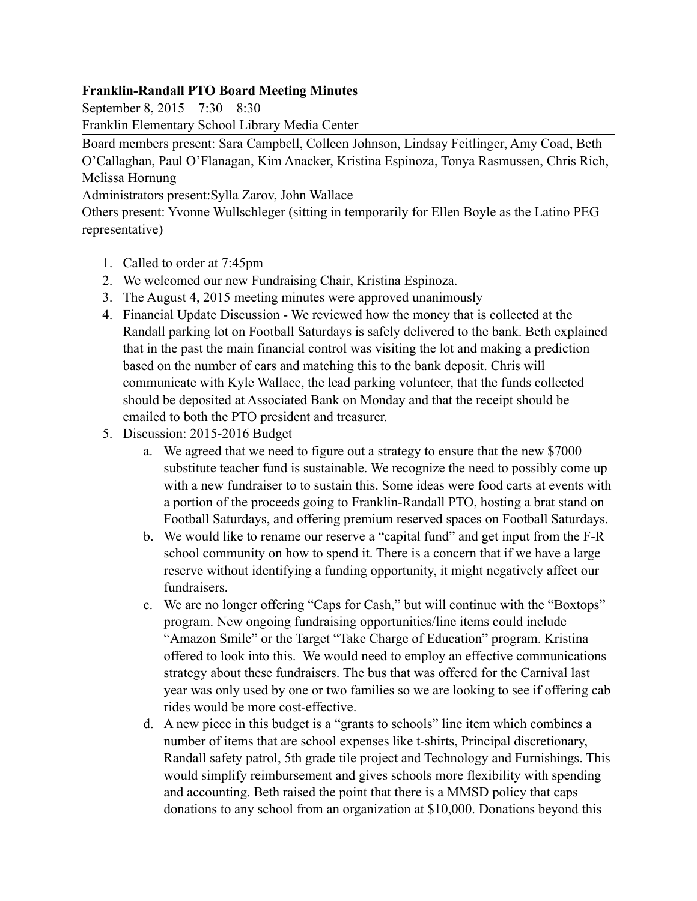**Franklin-Randall PTO Board Meeting Minutes**

September 8, 2015 – 7:30 – 8:30

Franklin Elementary School Library Media Center

Board members present: Sara Campbell, Colleen Johnson, Lindsay Feitlinger, Amy Coad, Beth O'Callaghan, Paul O'Flanagan, Kim Anacker, Kristina Espinoza, Tonya Rasmussen, Chris Rich, Melissa Hornung

Administrators present:Sylla Zarov, John Wallace

Others present: Yvonne Wullschleger (sitting in temporarily for Ellen Boyle as the Latino PEG representative)

1. Called to order at 7:45pm
2. We welcomed our new Fundraising Chair, Kristina Espinoza.
3. The August 4, 2015 meeting minutes were approved unanimously
4. Financial Update Discussion - We reviewed how the money that is collected at the Randall parking lot on Football Saturdays is safely delivered to the bank. Beth explained that in the past the main financial control was visiting the lot and making a prediction based on the number of cars and matching this to the bank deposit. Chris will communicate with Kyle Wallace, the lead parking volunteer, that the funds collected should be deposited at Associated Bank on Monday and that the receipt should be emailed to both the PTO president and treasurer.
5. Discussion: 2015-2016 Budget
    a. We agreed that we need to figure out a strategy to ensure that the new $7000 substitute teacher fund is sustainable. We recognize the need to possibly come up with a new fundraiser to to sustain this. Some ideas were food carts at events with a portion of the proceeds going to Franklin-Randall PTO, hosting a brat stand on Football Saturdays, and offering premium reserved spaces on Football Saturdays.
    b. We would like to rename our reserve a "capital fund" and get input from the F-R school community on how to spend it. There is a concern that if we have a large reserve without identifying a funding opportunity, it might negatively affect our fundraisers.
    c. We are no longer offering "Caps for Cash," but will continue with the "Boxtops" program. New ongoing fundraising opportunities/line items could include "Amazon Smile" or the Target "Take Charge of Education" program. Kristina offered to look into this. We would need to employ an effective communications strategy about these fundraisers. The bus that was offered for the Carnival last year was only used by one or two families so we are looking to see if offering cab rides would be more cost-effective.
    d. A new piece in this budget is a "grants to schools" line item which combines a number of items that are school expenses like t-shirts, Principal discretionary, Randall safety patrol, 5th grade tile project and Technology and Furnishings. This would simplify reimbursement and gives schools more flexibility with spending and accounting. Beth raised the point that there is a MMSD policy that caps donations to any school from an organization at $10,000. Donations beyond this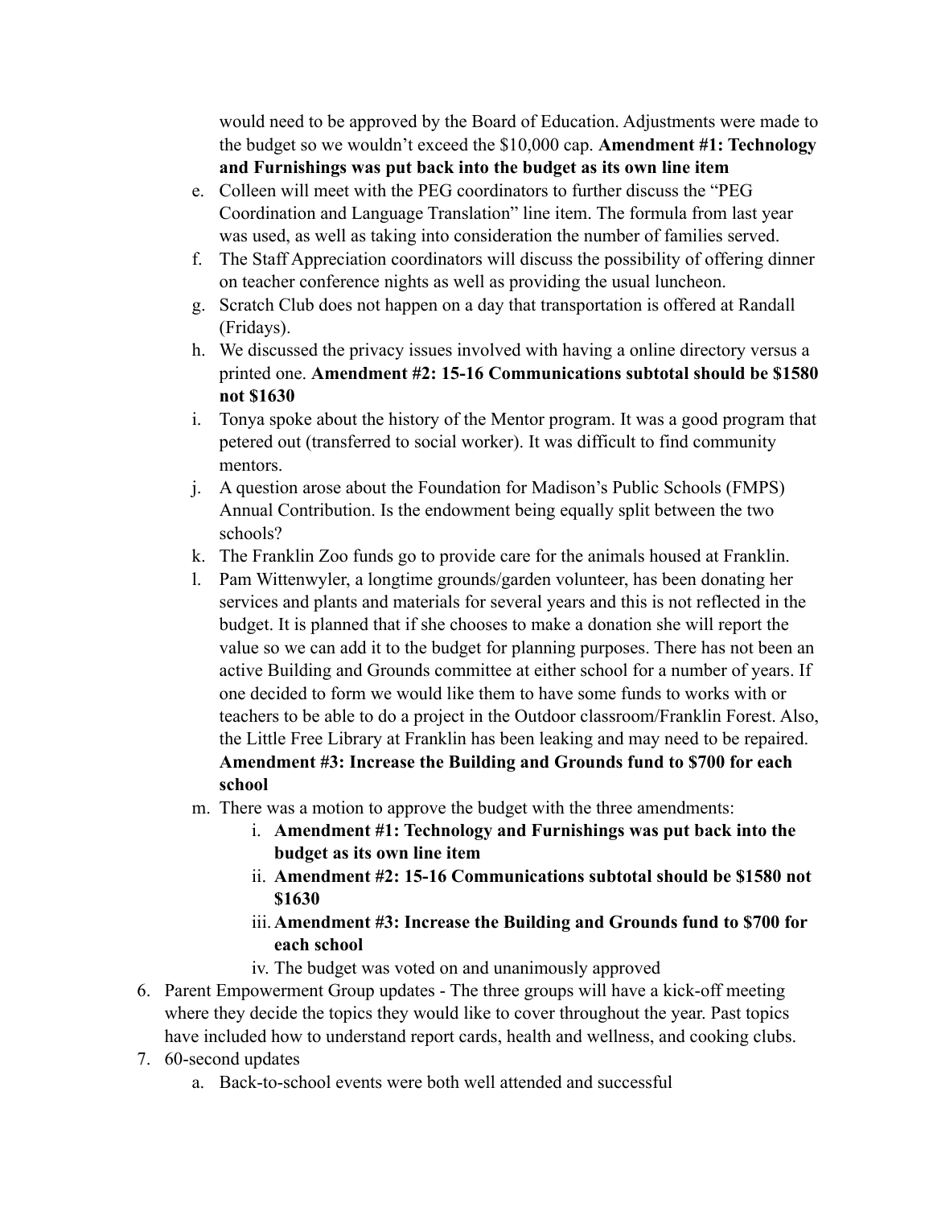would need to be approved by the Board of Education. Adjustments were made to the budget so we wouldn't exceed the $10,000 cap. **Amendment #1: Technology and Furnishings was put back into the budget as its own line item**

  e. Colleen will meet with the PEG coordinators to further discuss the "PEG Coordination and Language Translation" line item. The formula from last year was used, as well as taking into consideration the number of families served.
  f. The Staff Appreciation coordinators will discuss the possibility of offering dinner on teacher conference nights as well as providing the usual luncheon.
  g. Scratch Club does not happen on a day that transportation is offered at Randall (Fridays).
  h. We discussed the privacy issues involved with having a online directory versus a printed one. **Amendment #2: 15-16 Communications subtotal should be $1580 not $1630**
  i. Tonya spoke about the history of the Mentor program. It was a good program that petered out (transferred to social worker). It was difficult to find community mentors.
  j. A question arose about the Foundation for Madison's Public Schools (FMPS) Annual Contribution. Is the endowment being equally split between the two schools?
  k. The Franklin Zoo funds go to provide care for the animals housed at Franklin.
  l. Pam Wittenwyler, a longtime grounds/garden volunteer, has been donating her services and plants and materials for several years and this is not reflected in the budget. It is planned that if she chooses to make a donation she will report the value so we can add it to the budget for planning purposes. There has not been an active Building and Grounds committee at either school for a number of years. If one decided to form we would like them to have some funds to works with or teachers to be able to do a project in the Outdoor classroom/Franklin Forest. Also, the Little Free Library at Franklin has been leaking and may need to be repaired. **Amendment #3: Increase the Building and Grounds fund to $700 for each school**
  m. There was a motion to approve the budget with the three amendments:
     i. **Amendment #1: Technology and Furnishings was put back into the budget as its own line item**
     ii. **Amendment #2: 15-16 Communications subtotal should be $1580 not $1630**
     iii. **Amendment #3: Increase the Building and Grounds fund to $700 for each school**
     iv. The budget was voted on and unanimously approved

6. Parent Empowerment Group updates - The three groups will have a kick-off meeting where they decide the topics they would like to cover throughout the year. Past topics have included how to understand report cards, health and wellness, and cooking clubs.
7. 60-second updates
   a. Back-to-school events were both well attended and successful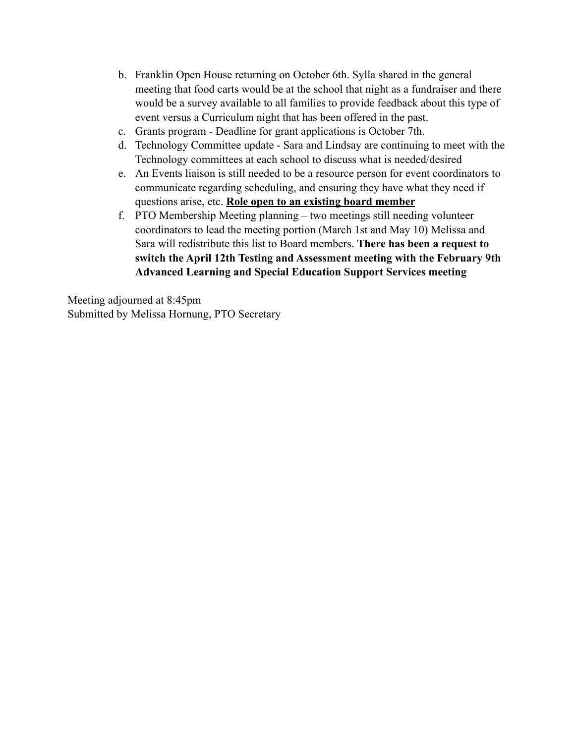b. Franklin Open House returning on October 6th. Sylla shared in the general meeting that food carts would be at the school that night as a fundraiser and there would be a survey available to all families to provide feedback about this type of event versus a Curriculum night that has been offered in the past.
c. Grants program - Deadline for grant applications is October 7th.
d. Technology Committee update - Sara and Lindsay are continuing to meet with the Technology committees at each school to discuss what is needed/desired
e. An Events liaison is still needed to be a resource person for event coordinators to communicate regarding scheduling, and ensuring they have what they need if questions arise, etc. **<u>Role open to an existing board member</u>**
f. PTO Membership Meeting planning – two meetings still needing volunteer coordinators to lead the meeting portion (March 1st and May 10) Melissa and Sara will redistribute this list to Board members. **There has been a request to switch the April 12th Testing and Assessment meeting with the February 9th Advanced Learning and Special Education Support Services meeting**

Meeting adjourned at 8:45pm
Submitted by Melissa Hornung, PTO Secretary